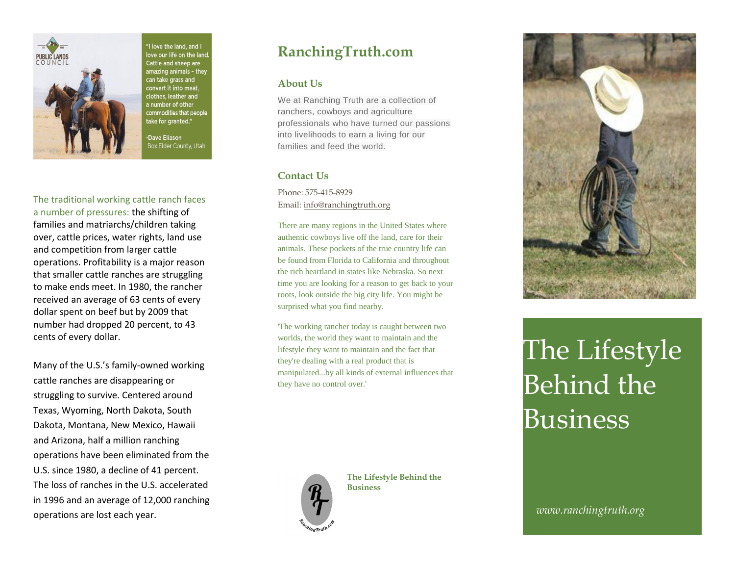"I love the land, and I love our life on the land. Cattle and sheep are amazing animals - they can take grass and convert it into meat, clothes, leather and a number of other commodities that people take for granted."

-Dave Eliason
Box Elder County, Utah

The traditional working cattle ranch faces a number of pressures: the shifting of families and matriarchs/children taking over, cattle prices, water rights, land use and competition from larger cattle operations. Profitability is a major reason that smaller cattle ranches are struggling to make ends meet. In 1980, the rancher received an average of 63 cents of every dollar spent on beef but by 2009 that number had dropped 20 percent, to 43 cents of every dollar.

Many of the U.S.'s family-owned working cattle ranches are disappearing or struggling to survive. Centered around Texas, Wyoming, North Dakota, South Dakota, Montana, New Mexico, Hawaii and Arizona, half a million ranching operations have been eliminated from the U.S. since 1980, a decline of 41 percent. The loss of ranches in the U.S. accelerated in 1996 and an average of 12,000 ranching operations are lost each year.

# RanchingTruth.com

## About Us

We at Ranching Truth are a collection of ranchers, cowboys and agriculture professionals who have turned our passions into livelihoods to earn a living for our families and feed the world.

## Contact Us

Phone: 575-415-8929
Email: info@ranchingtruth.org

There are many regions in the United States where authentic cowboys live off the land, care for their animals. These pockets of the true country life can be found from Florida to California and throughout the rich heartland in states like Nebraska. So next time you are looking for a reason to get back to your roots, look outside the big city life. You might be surprised what you find nearby.

'The working rancher today is caught between two worlds, the world they want to maintain and the lifestyle they want to maintain and the fact that they're dealing with a real product that is manipulated...by all kinds of external influences that they have no control over.'

**The Lifestyle Behind the Business**

# The Lifestyle Behind the Business

*www.ranchingtruth.org*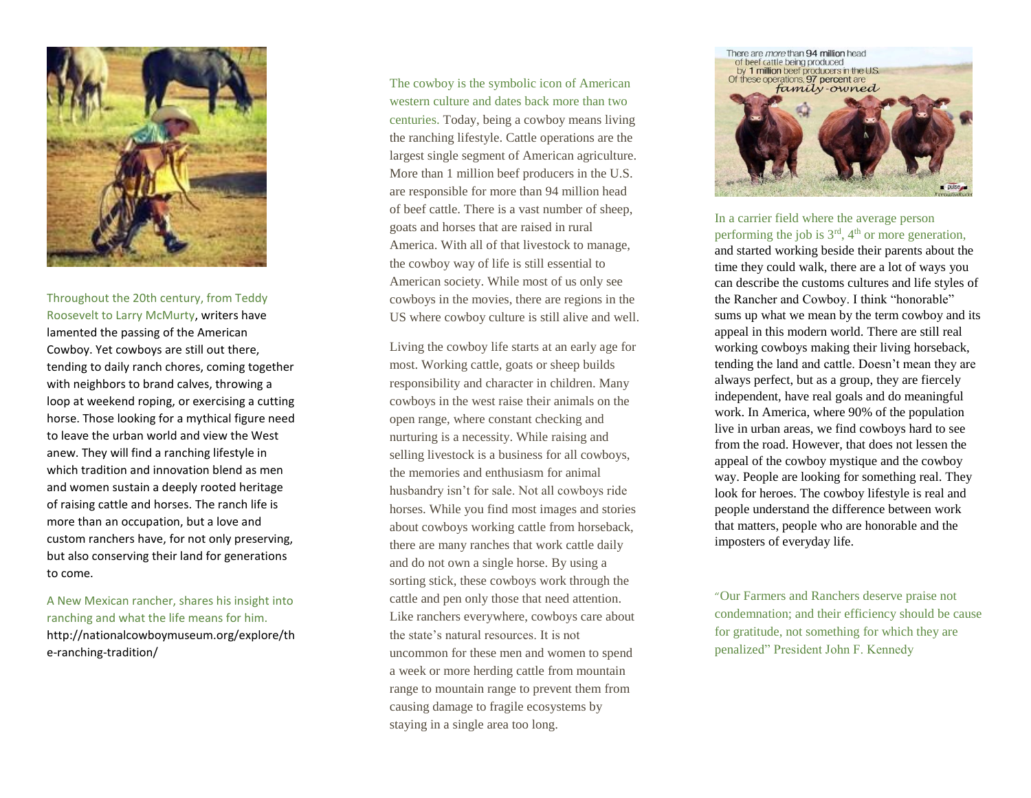Throughout the 20th century, from Teddy Roosevelt to Larry McMurty, writers have lamented the passing of the American Cowboy. Yet cowboys are still out there, tending to daily ranch chores, coming together with neighbors to brand calves, throwing a loop at weekend roping, or exercising a cutting horse. Those looking for a mythical figure need to leave the urban world and view the West anew. They will find a ranching lifestyle in which tradition and innovation blend as men and women sustain a deeply rooted heritage of raising cattle and horses. The ranch life is more than an occupation, but a love and custom ranchers have, for not only preserving, but also conserving their land for generations to come.

A New Mexican rancher, shares his insight into ranching and what the life means for him.
http://nationalcowboymuseum.org/explore/the-ranching-tradition/

The cowboy is the symbolic icon of American western culture and dates back more than two centuries. Today, being a cowboy means living the ranching lifestyle. Cattle operations are the largest single segment of American agriculture. More than 1 million beef producers in the U.S. are responsible for more than 94 million head of beef cattle. There is a vast number of sheep, goats and horses that are raised in rural America. With all of that livestock to manage, the cowboy way of life is still essential to American society. While most of us only see cowboys in the movies, there are regions in the US where cowboy culture is still alive and well.

Living the cowboy life starts at an early age for most. Working cattle, goats or sheep builds responsibility and character in children. Many cowboys in the west raise their animals on the open range, where constant checking and nurturing is a necessity. While raising and selling livestock is a business for all cowboys, the memories and enthusiasm for animal husbandry isn't for sale. Not all cowboys ride horses. While you find most images and stories about cowboys working cattle from horseback, there are many ranches that work cattle daily and do not own a single horse. By using a sorting stick, these cowboys work through the cattle and pen only those that need attention. Like ranchers everywhere, cowboys care about the state's natural resources. It is not uncommon for these men and women to spend a week or more herding cattle from mountain range to mountain range to prevent them from causing damage to fragile ecosystems by staying in a single area too long.

In a carrier field where the average person performing the job is 3rd, 4th or more generation, and started working beside their parents about the time they could walk, there are a lot of ways you can describe the customs cultures and life styles of the Rancher and Cowboy. I think "honorable" sums up what we mean by the term cowboy and its appeal in this modern world. There are still real working cowboys making their living horseback, tending the land and cattle. Doesn't mean they are always perfect, but as a group, they are fiercely independent, have real goals and do meaningful work. In America, where 90% of the population live in urban areas, we find cowboys hard to see from the road. However, that does not lessen the appeal of the cowboy mystique and the cowboy way. People are looking for something real. They look for heroes. The cowboy lifestyle is real and people understand the difference between work that matters, people who are honorable and the imposters of everyday life.

"Our Farmers and Ranchers deserve praise not condemnation; and their efficiency should be cause for gratitude, not something for which they are penalized" President John F. Kennedy